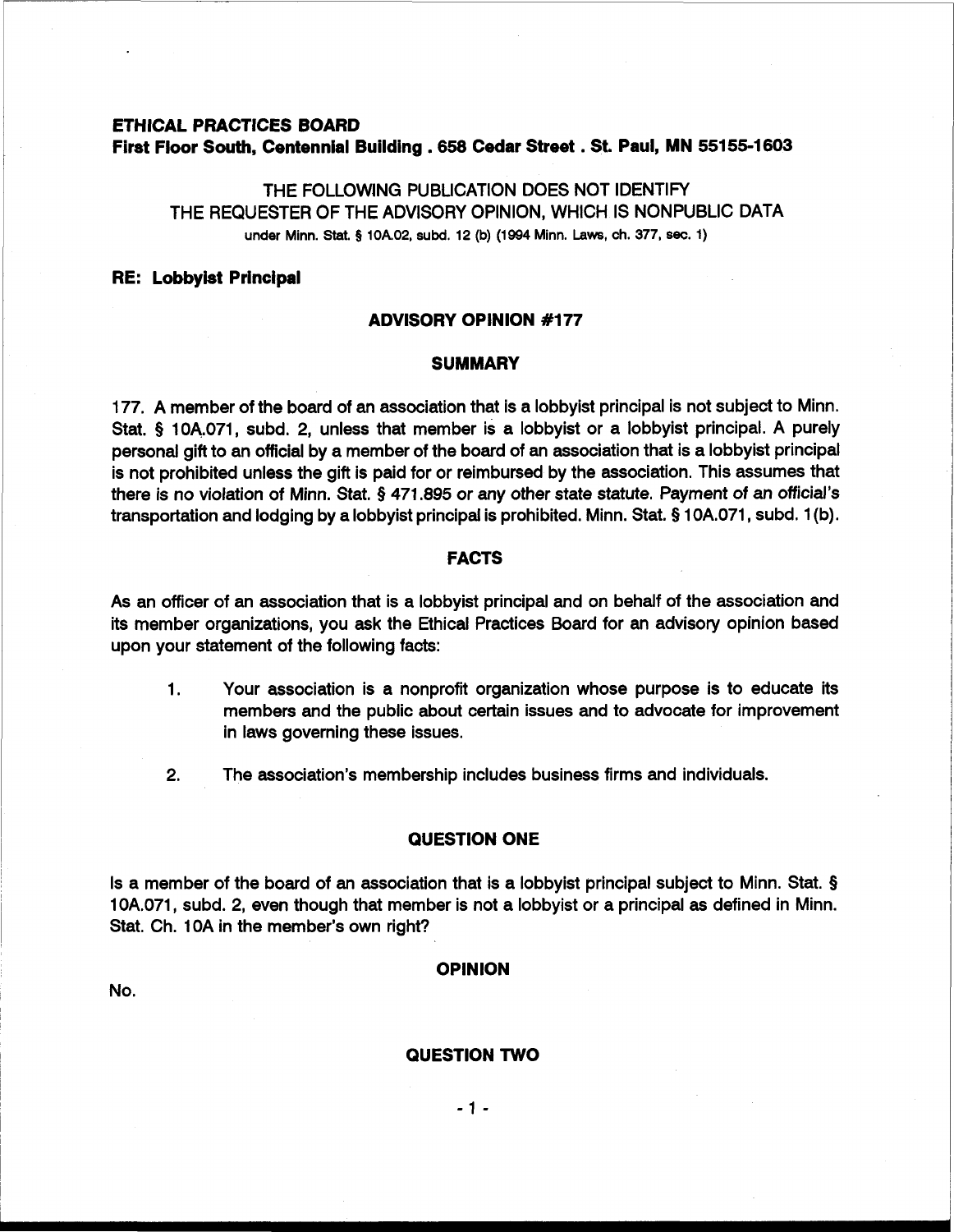**ETHICAL PRACTICES BOARD**
**First Floor South, Centennial Building . 658 Cedar Street . St. Paul, MN 55155-1603**

THE FOLLOWING PUBLICATION DOES NOT IDENTIFY
THE REQUESTER OF THE ADVISORY OPINION, WHICH IS NONPUBLIC DATA
under Minn. Stat. § 10A.02, subd. 12 (b) (1994 Minn. Laws, ch. 377, sec. 1)

**RE: Lobbyist Principal**

## ADVISORY OPINION #177

### SUMMARY

177. A member of the board of an association that is a lobbyist principal is not subject to Minn. Stat. § 10A.071, subd. 2, unless that member is a lobbyist or a lobbyist principal. A purely personal gift to an official by a member of the board of an association that is a lobbyist principal is not prohibited unless the gift is paid for or reimbursed by the association. This assumes that there is no violation of Minn. Stat. § 471.895 or any other state statute. Payment of an official's transportation and lodging by a lobbyist principal is prohibited. Minn. Stat. § 10A.071, subd. 1(b).

### FACTS

As an officer of an association that is a lobbyist principal and on behalf of the association and its member organizations, you ask the Ethical Practices Board for an advisory opinion based upon your statement of the following facts:

1. Your association is a nonprofit organization whose purpose is to educate its members and the public about certain issues and to advocate for improvement in laws governing these issues.

2. The association's membership includes business firms and individuals.

### QUESTION ONE

Is a member of the board of an association that is a lobbyist principal subject to Minn. Stat. § 10A.071, subd. 2, even though that member is not a lobbyist or a principal as defined in Minn. Stat. Ch. 10A in the member's own right?

### OPINION

No.

### QUESTION TWO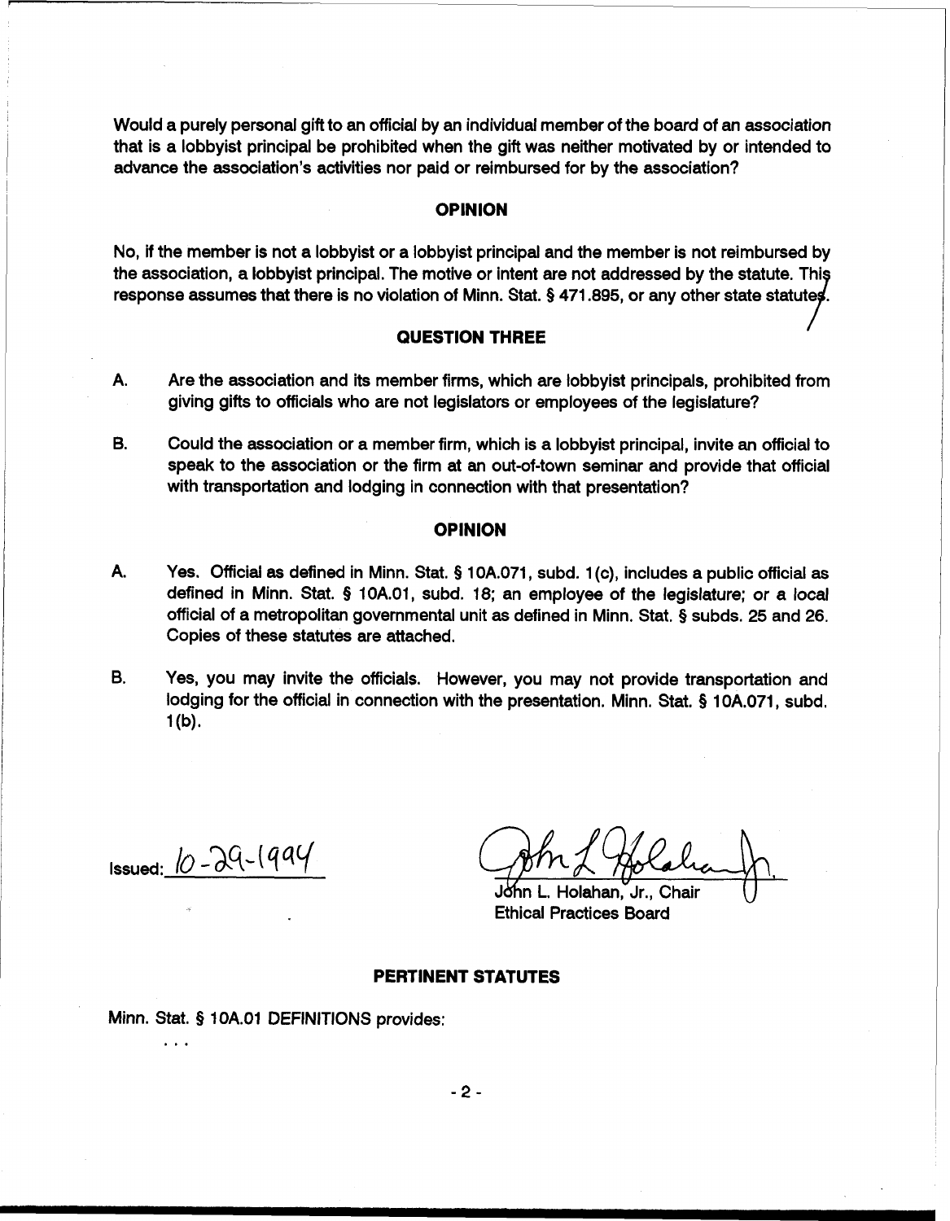Would a purely personal gift to an official by an individual member of the board of an association that is a lobbyist principal be prohibited when the gift was neither motivated by or intended to advance the association's activities nor paid or reimbursed for by the association?

## OPINION

No, if the member is not a lobbyist or a lobbyist principal and the member is not reimbursed by the association, a lobbyist principal. The motive or intent are not addressed by the statute. This response assumes that there is no violation of Minn. Stat. § 471.895, or any other state statutes.

## QUESTION THREE

A. Are the association and its member firms, which are lobbyist principals, prohibited from giving gifts to officials who are not legislators or employees of the legislature?

B. Could the association or a member firm, which is a lobbyist principal, invite an official to speak to the association or the firm at an out-of-town seminar and provide that official with transportation and lodging in connection with that presentation?

## OPINION

A. Yes. Official as defined in Minn. Stat. § 10A.071, subd. 1(c), includes a public official as defined in Minn. Stat. § 10A.01, subd. 18; an employee of the legislature; or a local official of a metropolitan governmental unit as defined in Minn. Stat. § subds. 25 and 26. Copies of these statutes are attached.

B. Yes, you may invite the officials. However, you may not provide transportation and lodging for the official in connection with the presentation. Minn. Stat. § 10A.071, subd. 1(b).

Issued: 10-29-1994

John L. Holahan, Jr., Chair
Ethical Practices Board

## PERTINENT STATUTES

Minn. Stat. § 10A.01 DEFINITIONS provides:

. . .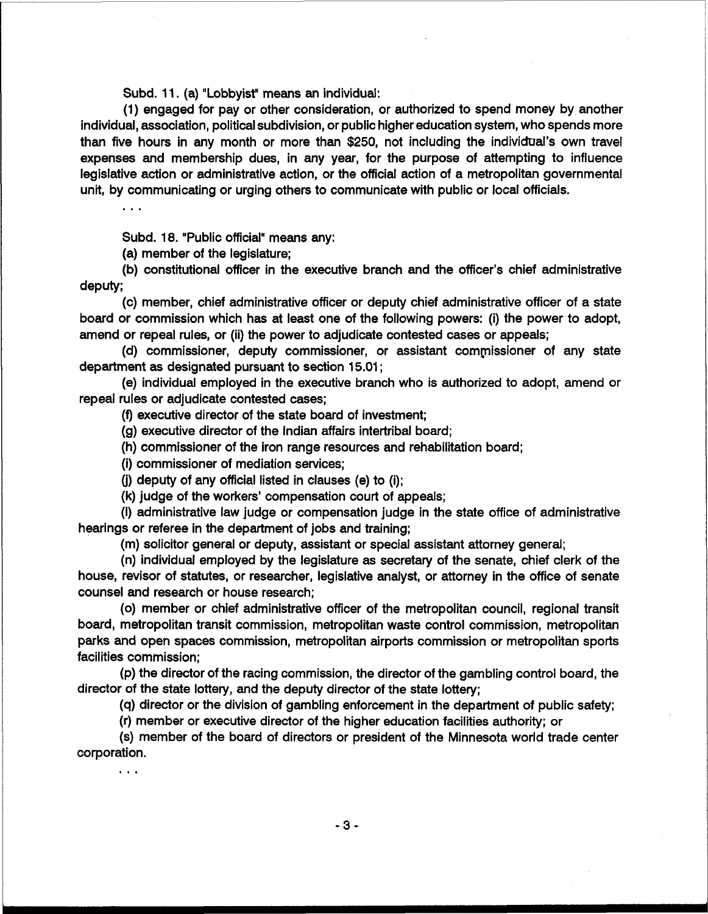Subd. 11. (a) "Lobbyist" means an individual:

(1) engaged for pay or other consideration, or authorized to spend money by another individual, association, political subdivision, or public higher education system, who spends more than five hours in any month or more than $250, not including the individual's own travel expenses and membership dues, in any year, for the purpose of attempting to influence legislative action or administrative action, or the official action of a metropolitan governmental unit, by communicating or urging others to communicate with public or local officials.

. . .

Subd. 18. "Public official" means any:

(a) member of the legislature;

(b) constitutional officer in the executive branch and the officer's chief administrative deputy;

(c) member, chief administrative officer or deputy chief administrative officer of a state board or commission which has at least one of the following powers: (i) the power to adopt, amend or repeal rules, or (ii) the power to adjudicate contested cases or appeals;

(d) commissioner, deputy commissioner, or assistant commissioner of any state department as designated pursuant to section 15.01;

(e) individual employed in the executive branch who is authorized to adopt, amend or repeal rules or adjudicate contested cases;

(f) executive director of the state board of investment;

(g) executive director of the Indian affairs intertribal board;

(h) commissioner of the iron range resources and rehabilitation board;

(i) commissioner of mediation services;

(j) deputy of any official listed in clauses (e) to (i);

(k) judge of the workers' compensation court of appeals;

(l) administrative law judge or compensation judge in the state office of administrative hearings or referee in the department of jobs and training;

(m) solicitor general or deputy, assistant or special assistant attorney general;

(n) individual employed by the legislature as secretary of the senate, chief clerk of the house, revisor of statutes, or researcher, legislative analyst, or attorney in the office of senate counsel and research or house research;

(o) member or chief administrative officer of the metropolitan council, regional transit board, metropolitan transit commission, metropolitan waste control commission, metropolitan parks and open spaces commission, metropolitan airports commission or metropolitan sports facilities commission;

(p) the director of the racing commission, the director of the gambling control board, the director of the state lottery, and the deputy director of the state lottery;

(q) director or the division of gambling enforcement in the department of public safety;

(r) member or executive director of the higher education facilities authority; or

(s) member of the board of directors or president of the Minnesota world trade center corporation.

. . .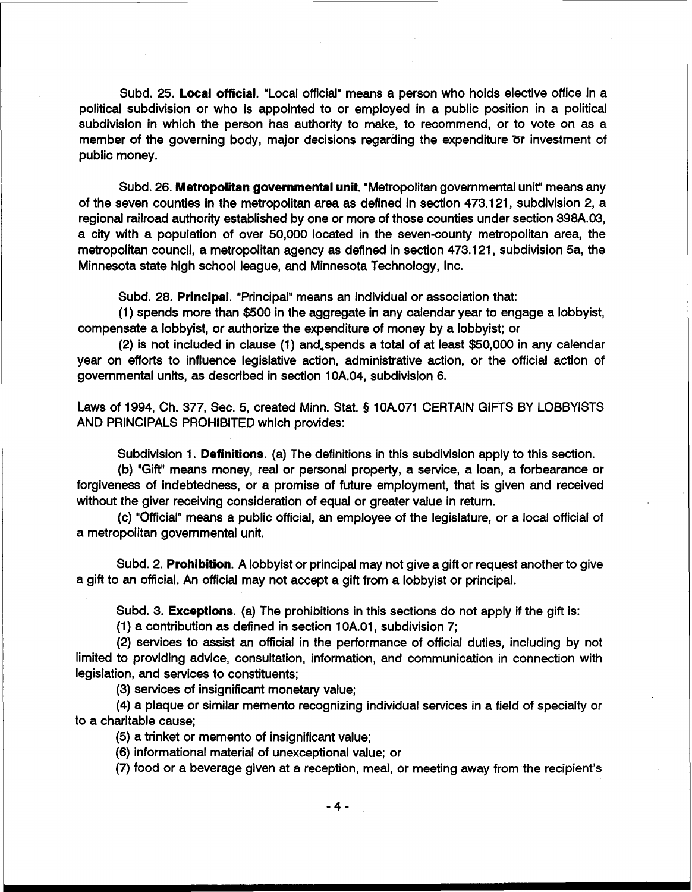Subd. 25. **Local official.** "Local official" means a person who holds elective office in a political subdivision or who is appointed to or employed in a public position in a political subdivision in which the person has authority to make, to recommend, or to vote on as a member of the governing body, major decisions regarding the expenditure or investment of public money.

Subd. 26. **Metropolitan governmental unit.** "Metropolitan governmental unit" means any of the seven counties in the metropolitan area as defined in section 473.121, subdivision 2, a regional railroad authority established by one or more of those counties under section 398A.03, a city with a population of over 50,000 located in the seven-county metropolitan area, the metropolitan council, a metropolitan agency as defined in section 473.121, subdivision 5a, the Minnesota state high school league, and Minnesota Technology, Inc.

Subd. 28. **Principal.** "Principal" means an individual or association that:

(1) spends more than $500 in the aggregate in any calendar year to engage a lobbyist, compensate a lobbyist, or authorize the expenditure of money by a lobbyist; or

(2) is not included in clause (1) and spends a total of at least $50,000 in any calendar year on efforts to influence legislative action, administrative action, or the official action of governmental units, as described in section 10A.04, subdivision 6.

Laws of 1994, Ch. 377, Sec. 5, created Minn. Stat. § 10A.071 CERTAIN GIFTS BY LOBBYISTS AND PRINCIPALS PROHIBITED which provides:

Subdivision 1. **Definitions.** (a) The definitions in this subdivision apply to this section.

(b) "Gift" means money, real or personal property, a service, a loan, a forbearance or forgiveness of indebtedness, or a promise of future employment, that is given and received without the giver receiving consideration of equal or greater value in return.

(c) "Official" means a public official, an employee of the legislature, or a local official of a metropolitan governmental unit.

Subd. 2. **Prohibition.** A lobbyist or principal may not give a gift or request another to give a gift to an official. An official may not accept a gift from a lobbyist or principal.

Subd. 3. **Exceptions.** (a) The prohibitions in this sections do not apply if the gift is:

(1) a contribution as defined in section 10A.01, subdivision 7;

(2) services to assist an official in the performance of official duties, including by not limited to providing advice, consultation, information, and communication in connection with legislation, and services to constituents;

(3) services of insignificant monetary value;

(4) a plaque or similar memento recognizing individual services in a field of specialty or to a charitable cause;

(5) a trinket or memento of insignificant value;

(6) informational material of unexceptional value; or

(7) food or a beverage given at a reception, meal, or meeting away from the recipient's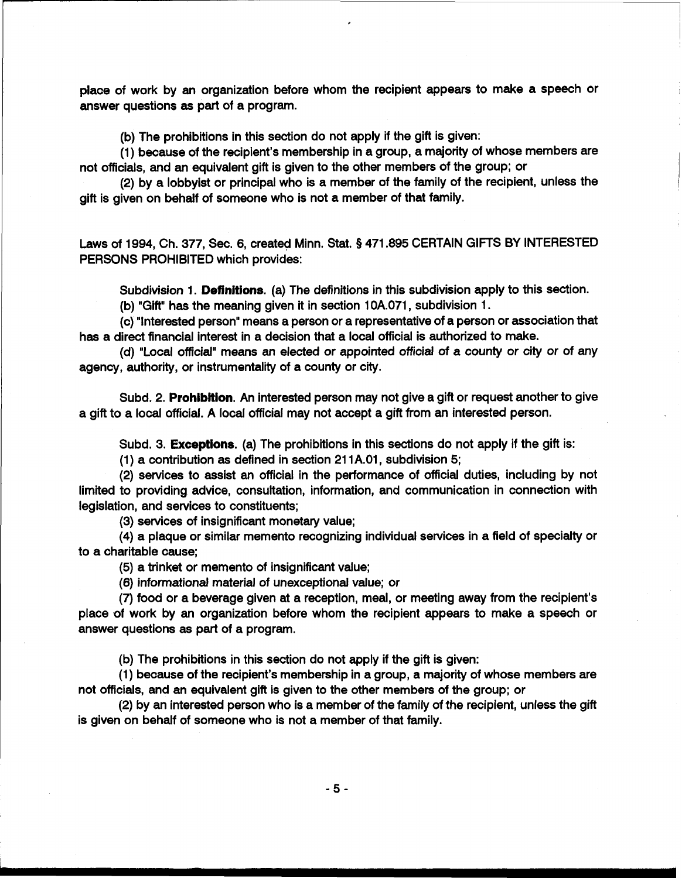place of work by an organization before whom the recipient appears to make a speech or answer questions as part of a program.

(b) The prohibitions in this section do not apply if the gift is given:

(1) because of the recipient's membership in a group, a majority of whose members are not officials, and an equivalent gift is given to the other members of the group; or

(2) by a lobbyist or principal who is a member of the family of the recipient, unless the gift is given on behalf of someone who is not a member of that family.

Laws of 1994, Ch. 377, Sec. 6, created Minn. Stat. § 471.895 CERTAIN GIFTS BY INTERESTED PERSONS PROHIBITED which provides:

Subdivision 1. **Definitions**. (a) The definitions in this subdivision apply to this section.

(b) "Gift" has the meaning given it in section 10A.071, subdivision 1.

(c) "Interested person" means a person or a representative of a person or association that has a direct financial interest in a decision that a local official is authorized to make.

(d) "Local official" means an elected or appointed official of a county or city or of any agency, authority, or instrumentality of a county or city.

Subd. 2. **Prohibition**. An interested person may not give a gift or request another to give a gift to a local official. A local official may not accept a gift from an interested person.

Subd. 3. **Exceptions**. (a) The prohibitions in this sections do not apply if the gift is:

(1) a contribution as defined in section 211A.01, subdivision 5;

(2) services to assist an official in the performance of official duties, including by not limited to providing advice, consultation, information, and communication in connection with legislation, and services to constituents;

(3) services of insignificant monetary value;

(4) a plaque or similar memento recognizing individual services in a field of specialty or to a charitable cause;

(5) a trinket or memento of insignificant value;

(6) informational material of unexceptional value; or

(7) food or a beverage given at a reception, meal, or meeting away from the recipient's place of work by an organization before whom the recipient appears to make a speech or answer questions as part of a program.

(b) The prohibitions in this section do not apply if the gift is given:

(1) because of the recipient's membership in a group, a majority of whose members are not officials, and an equivalent gift is given to the other members of the group; or

(2) by an interested person who is a member of the family of the recipient, unless the gift is given on behalf of someone who is not a member of that family.